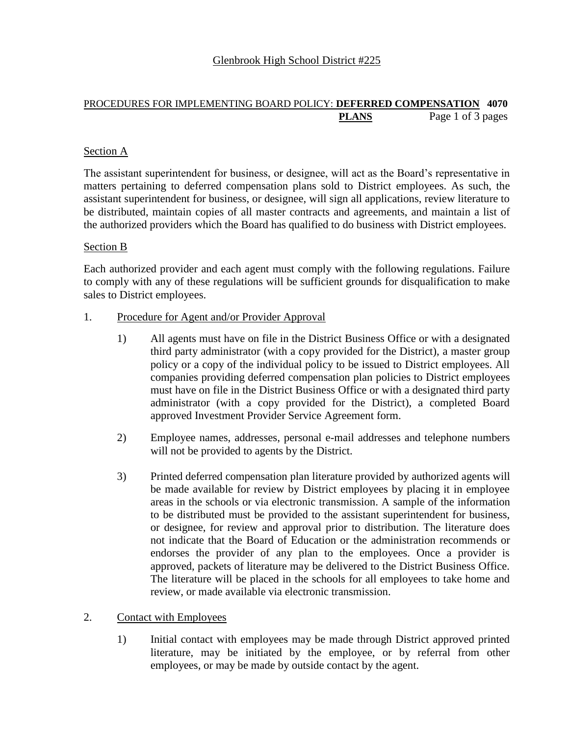Glenbrook High School District #225

PROCEDURES FOR IMPLEMENTING BOARD POLICY: **DEFERRED COMPENSATION PLANS** 4070

## Section A

The assistant superintendent for business, or designee, will act as the Board's representative in matters pertaining to deferred compensation plans sold to District employees. As such, the assistant superintendent for business, or designee, will sign all applications, review literature to be distributed, maintain copies of all master contracts and agreements, and maintain a list of the authorized providers which the Board has qualified to do business with District employees.

## Section B

Each authorized provider and each agent must comply with the following regulations. Failure to comply with any of these regulations will be sufficient grounds for disqualification to make sales to District employees.

1. Procedure for Agent and/or Provider Approval

   1) All agents must have on file in the District Business Office or with a designated third party administrator (with a copy provided for the District), a master group policy or a copy of the individual policy to be issued to District employees. All companies providing deferred compensation plan policies to District employees must have on file in the District Business Office or with a designated third party administrator (with a copy provided for the District), a completed Board approved Investment Provider Service Agreement form.

   2) Employee names, addresses, personal e-mail addresses and telephone numbers will not be provided to agents by the District.

   3) Printed deferred compensation plan literature provided by authorized agents will be made available for review by District employees by placing it in employee areas in the schools or via electronic transmission. A sample of the information to be distributed must be provided to the assistant superintendent for business, or designee, for review and approval prior to distribution. The literature does not indicate that the Board of Education or the administration recommends or endorses the provider of any plan to the employees. Once a provider is approved, packets of literature may be delivered to the District Business Office. The literature will be placed in the schools for all employees to take home and review, or made available via electronic transmission.

2. Contact with Employees

   1) Initial contact with employees may be made through District approved printed literature, may be initiated by the employee, or by referral from other employees, or may be made by outside contact by the agent.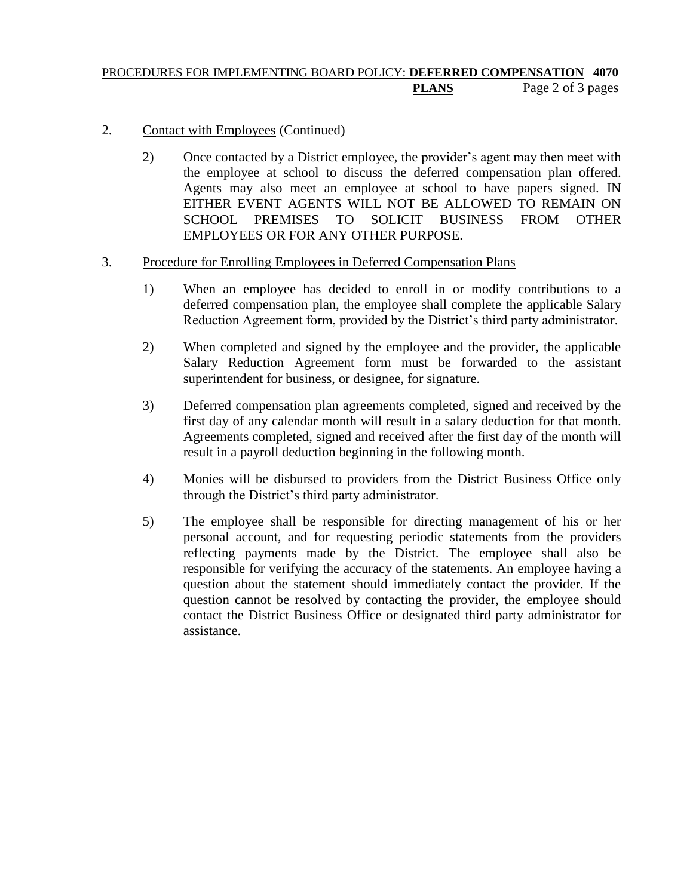2. Contact with Employees (Continued)

   2) Once contacted by a District employee, the provider's agent may then meet with the employee at school to discuss the deferred compensation plan offered. Agents may also meet an employee at school to have papers signed. IN EITHER EVENT AGENTS WILL NOT BE ALLOWED TO REMAIN ON SCHOOL PREMISES TO SOLICIT BUSINESS FROM OTHER EMPLOYEES OR FOR ANY OTHER PURPOSE.

3. Procedure for Enrolling Employees in Deferred Compensation Plans

   1) When an employee has decided to enroll in or modify contributions to a deferred compensation plan, the employee shall complete the applicable Salary Reduction Agreement form, provided by the District's third party administrator.

   2) When completed and signed by the employee and the provider, the applicable Salary Reduction Agreement form must be forwarded to the assistant superintendent for business, or designee, for signature.

   3) Deferred compensation plan agreements completed, signed and received by the first day of any calendar month will result in a salary deduction for that month. Agreements completed, signed and received after the first day of the month will result in a payroll deduction beginning in the following month.

   4) Monies will be disbursed to providers from the District Business Office only through the District's third party administrator.

   5) The employee shall be responsible for directing management of his or her personal account, and for requesting periodic statements from the providers reflecting payments made by the District. The employee shall also be responsible for verifying the accuracy of the statements. An employee having a question about the statement should immediately contact the provider. If the question cannot be resolved by contacting the provider, the employee should contact the District Business Office or designated third party administrator for assistance.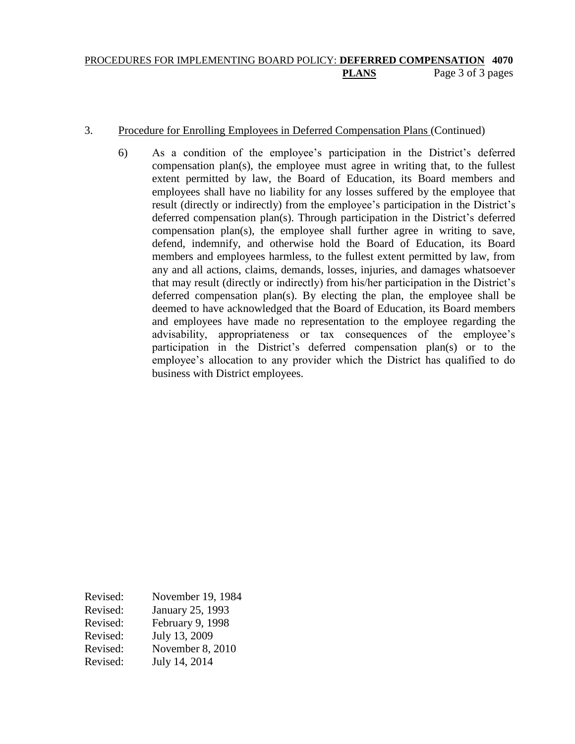3. Procedure for Enrolling Employees in Deferred Compensation Plans (Continued)

6) As a condition of the employee's participation in the District's deferred compensation plan(s), the employee must agree in writing that, to the fullest extent permitted by law, the Board of Education, its Board members and employees shall have no liability for any losses suffered by the employee that result (directly or indirectly) from the employee's participation in the District's deferred compensation plan(s). Through participation in the District's deferred compensation plan(s), the employee shall further agree in writing to save, defend, indemnify, and otherwise hold the Board of Education, its Board members and employees harmless, to the fullest extent permitted by law, from any and all actions, claims, demands, losses, injuries, and damages whatsoever that may result (directly or indirectly) from his/her participation in the District's deferred compensation plan(s). By electing the plan, the employee shall be deemed to have acknowledged that the Board of Education, its Board members and employees have made no representation to the employee regarding the advisability, appropriateness or tax consequences of the employee's participation in the District's deferred compensation plan(s) or to the employee's allocation to any provider which the District has qualified to do business with District employees.

Revised: November 19, 1984
Revised: January 25, 1993
Revised: February 9, 1998
Revised: July 13, 2009
Revised: November 8, 2010
Revised: July 14, 2014